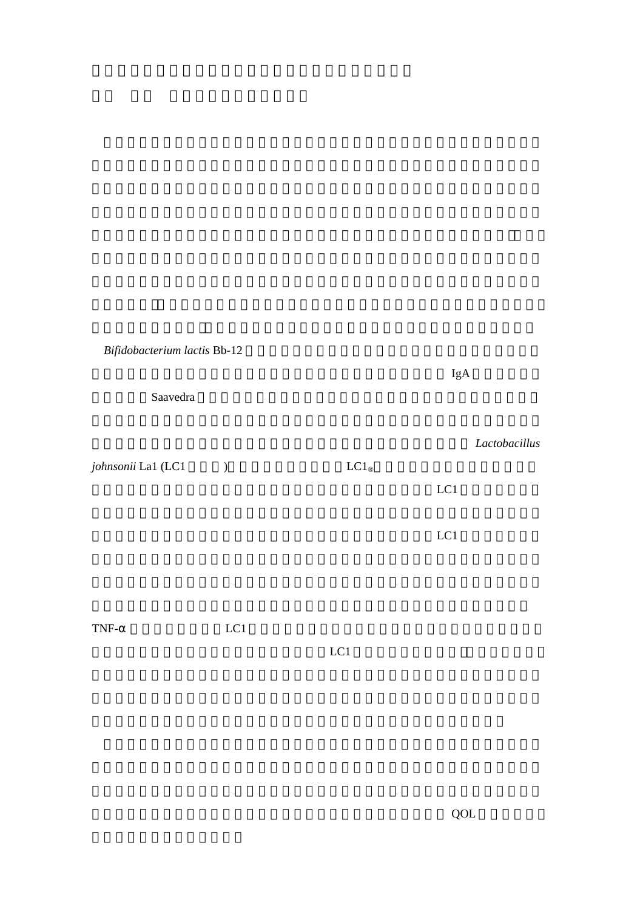*Bifidobacterium lactis* Bb-12

IgA

Saavedra

*Lactobacillus johnsonii* La1 (LC1 ) LC1®

LC1

LC1

TNF-α LC1

LC1

QOL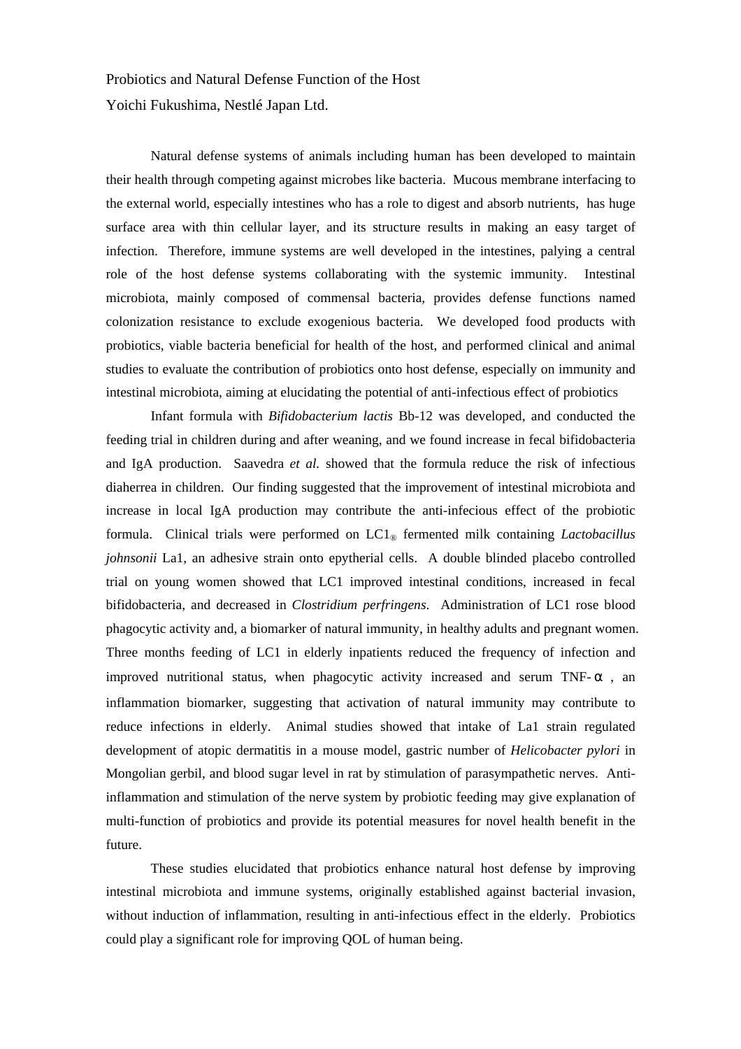Probiotics and Natural Defense Function of the Host

Yoichi Fukushima, Nestlé Japan Ltd.

Natural defense systems of animals including human has been developed to maintain their health through competing against microbes like bacteria. Mucous membrane interfacing to the external world, especially intestines who has a role to digest and absorb nutrients, has huge surface area with thin cellular layer, and its structure results in making an easy target of infection. Therefore, immune systems are well developed in the intestines, palying a central role of the host defense systems collaborating with the systemic immunity. Intestinal microbiota, mainly composed of commensal bacteria, provides defense functions named colonization resistance to exclude exogenious bacteria. We developed food products with probiotics, viable bacteria beneficial for health of the host, and performed clinical and animal studies to evaluate the contribution of probiotics onto host defense, especially on immunity and intestinal microbiota, aiming at elucidating the potential of anti-infectious effect of probiotics

Infant formula with *Bifidobacterium lactis* Bb-12 was developed, and conducted the feeding trial in children during and after weaning, and we found increase in fecal bifidobacteria and IgA production. Saavedra *et al.* showed that the formula reduce the risk of infectious diaherrea in children. Our finding suggested that the improvement of intestinal microbiota and increase in local IgA production may contribute the anti-infecious effect of the probiotic formula. Clinical trials were performed on LC1® fermented milk containing *Lactobacillus johnsonii* La1, an adhesive strain onto epytherial cells. A double blinded placebo controlled trial on young women showed that LC1 improved intestinal conditions, increased in fecal bifidobacteria, and decreased in *Clostridium perfringens*. Administration of LC1 rose blood phagocytic activity and, a biomarker of natural immunity, in healthy adults and pregnant women. Three months feeding of LC1 in elderly inpatients reduced the frequency of infection and improved nutritional status, when phagocytic activity increased and serum TNF-$\alpha$, an inflammation biomarker, suggesting that activation of natural immunity may contribute to reduce infections in elderly. Animal studies showed that intake of La1 strain regulated development of atopic dermatitis in a mouse model, gastric number of *Helicobacter pylori* in Mongolian gerbil, and blood sugar level in rat by stimulation of parasympathetic nerves. Anti-inflammation and stimulation of the nerve system by probiotic feeding may give explanation of multi-function of probiotics and provide its potential measures for novel health benefit in the future.

These studies elucidated that probiotics enhance natural host defense by improving intestinal microbiota and immune systems, originally established against bacterial invasion, without induction of inflammation, resulting in anti-infectious effect in the elderly. Probiotics could play a significant role for improving QOL of human being.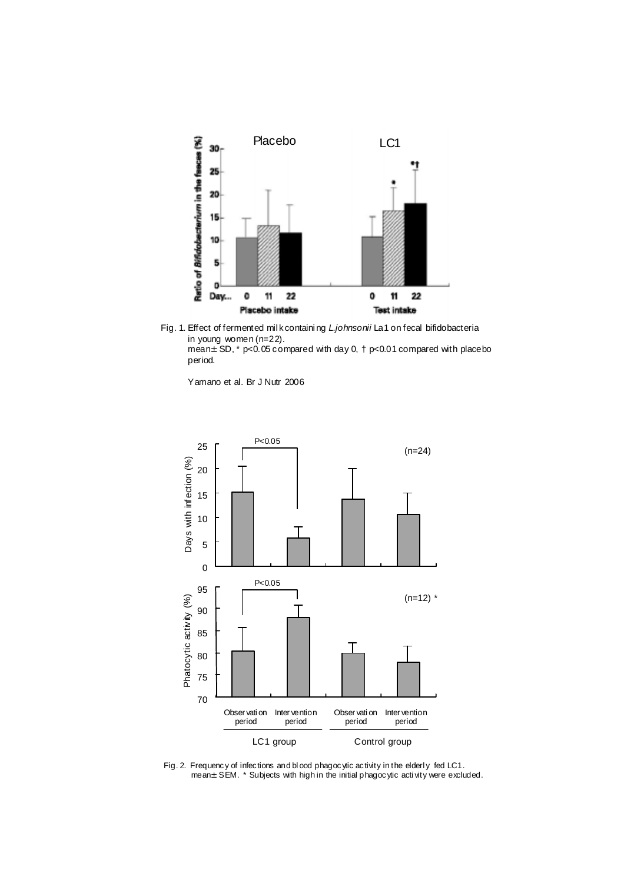Placebo

LC1

Ratio of *Bifidobacterium* in the feces (%)

30

25

20

15

10

5

0

Day... 0 11 22

Placebo intake

0 11 22

Test intake

\*

\*†

Fig. 1. Effect of fermented milk containing *L.johnsonii* La1 on fecal bifidobacteria in young women (n=22).
mean± SD, * p<0.05 compared with day 0, † p<0.01 compared with placebo period.

Yamano et al. Br J Nutr 2006

P<0.05

(n=24)

Days with infection (%)

25

20

15

10

5

0

P<0.05

(n=12) *

Phatocytic activity (%)

95

90

85

80

75

70

Observation period

Intervention period

Observation period

Intervention period

LC1 group

Control group

Fig. 2. Frequency of infections and blood phagocytic activity in the elderly fed LC1.
mean± SEM. * Subjects with high in the initial phagocytic activity were excluded.